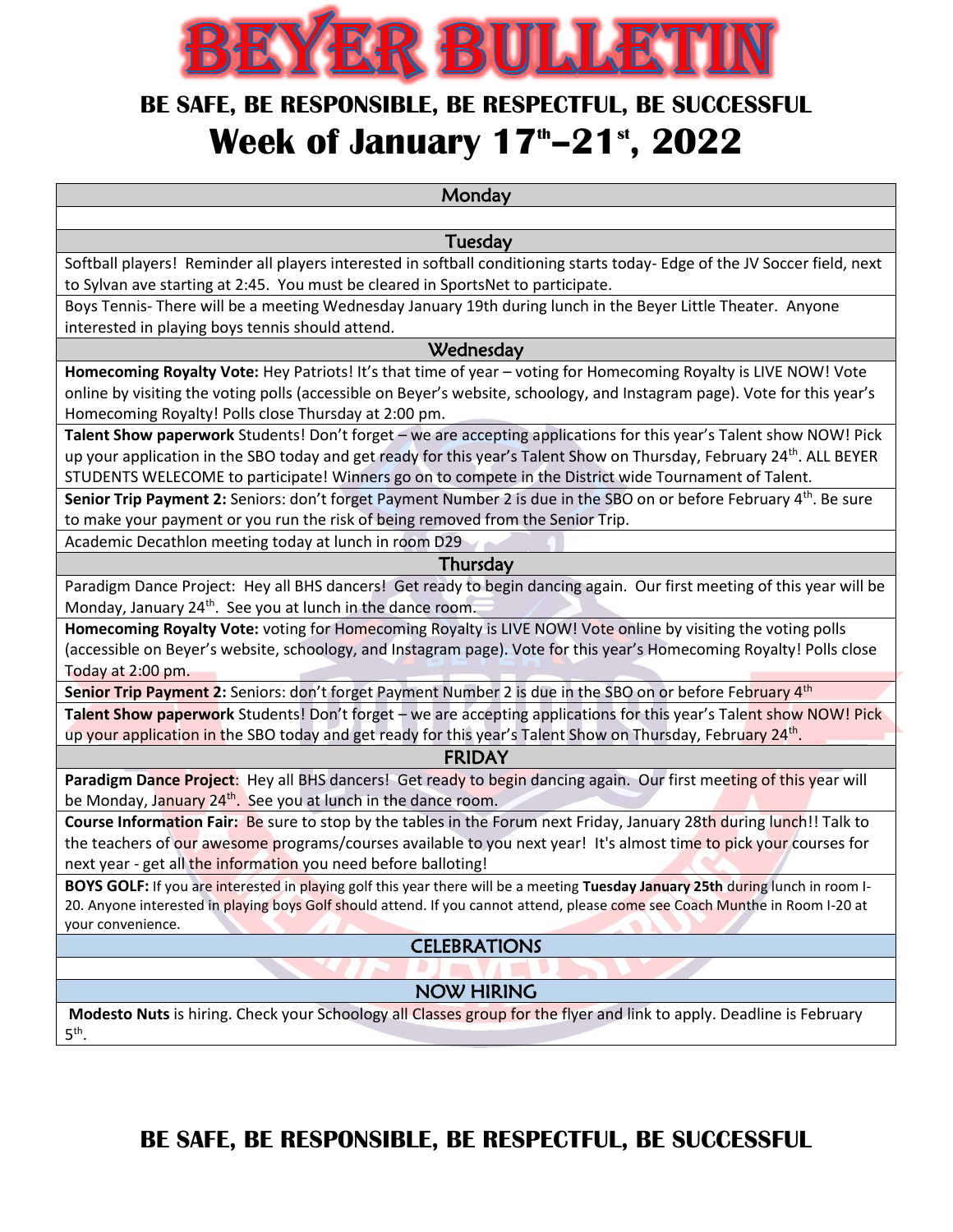# BEYER BULLETIN

## BE SAFE, BE RESPONSIBLE, BE RESPECTFUL, BE SUCCESSFUL

# Week of January 17th–21st, 2022

### Monday

### Tuesday

Softball players! Reminder all players interested in softball conditioning starts today- Edge of the JV Soccer field, next to Sylvan ave starting at 2:45. You must be cleared in SportsNet to participate.

Boys Tennis- There will be a meeting Wednesday January 19th during lunch in the Beyer Little Theater. Anyone interested in playing boys tennis should attend.

### Wednesday

**Homecoming Royalty Vote:** Hey Patriots! It's that time of year – voting for Homecoming Royalty is LIVE NOW! Vote online by visiting the voting polls (accessible on Beyer's website, schoology, and Instagram page). Vote for this year's Homecoming Royalty! Polls close Thursday at 2:00 pm.

**Talent Show paperwork** Students! Don't forget – we are accepting applications for this year's Talent show NOW! Pick up your application in the SBO today and get ready for this year's Talent Show on Thursday, February 24th. ALL BEYER STUDENTS WELECOME to participate! Winners go on to compete in the District wide Tournament of Talent.

**Senior Trip Payment 2:** Seniors: don't forget Payment Number 2 is due in the SBO on or before February 4th. Be sure to make your payment or you run the risk of being removed from the Senior Trip.

Academic Decathlon meeting today at lunch in room D29

### Thursday

Paradigm Dance Project: Hey all BHS dancers! Get ready to begin dancing again. Our first meeting of this year will be Monday, January 24th. See you at lunch in the dance room.

**Homecoming Royalty Vote:** voting for Homecoming Royalty is LIVE NOW! Vote online by visiting the voting polls (accessible on Beyer's website, schoology, and Instagram page). Vote for this year's Homecoming Royalty! Polls close Today at 2:00 pm.

**Senior Trip Payment 2:** Seniors: don't forget Payment Number 2 is due in the SBO on or before February 4th

**Talent Show paperwork** Students! Don't forget – we are accepting applications for this year's Talent show NOW! Pick up your application in the SBO today and get ready for this year's Talent Show on Thursday, February 24th.

### FRIDAY

**Paradigm Dance Project**: Hey all BHS dancers! Get ready to begin dancing again. Our first meeting of this year will be Monday, January 24th. See you at lunch in the dance room.

**Course Information Fair:** Be sure to stop by the tables in the Forum next Friday, January 28th during lunch!! Talk to the teachers of our awesome programs/courses available to you next year! It's almost time to pick your courses for next year - get all the information you need before balloting!

**BOYS GOLF:** If you are interested in playing golf this year there will be a meeting **Tuesday January 25th** during lunch in room I-20. Anyone interested in playing boys Golf should attend. If you cannot attend, please come see Coach Munthe in Room I-20 at your convenience.

### CELEBRATIONS

### NOW HIRING

**Modesto Nuts** is hiring. Check your Schoology all Classes group for the flyer and link to apply. Deadline is February 5th.

## BE SAFE, BE RESPONSIBLE, BE RESPECTFUL, BE SUCCESSFUL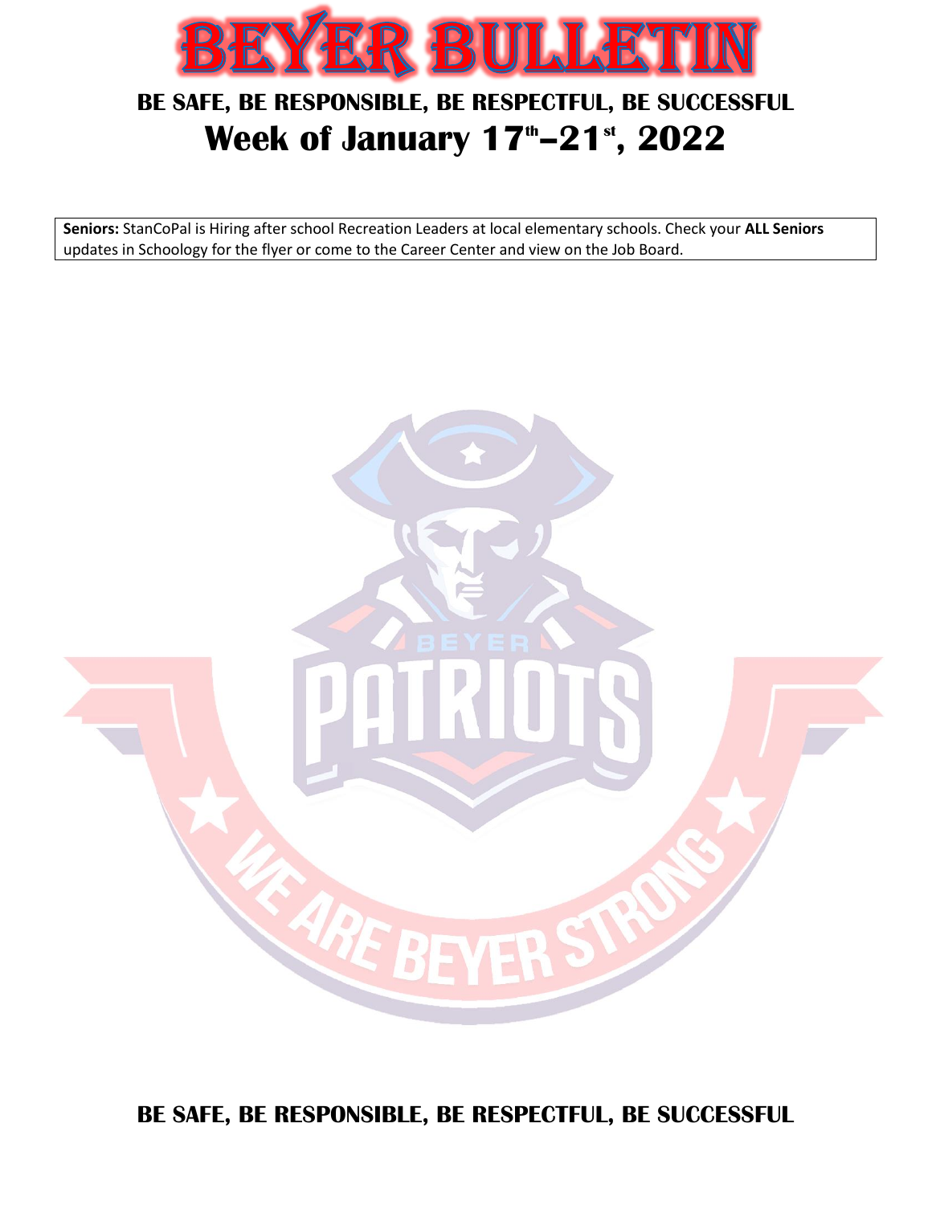# BEYER BULLETIN

## BE SAFE, BE RESPONSIBLE, BE RESPECTFUL, BE SUCCESSFUL

## Week of January 17th–21st, 2022

**Seniors:** StanCoPal is Hiring after school Recreation Leaders at local elementary schools. Check your **ALL Seniors** updates in Schoology for the flyer or come to the Career Center and view on the Job Board.

## BE SAFE, BE RESPONSIBLE, BE RESPECTFUL, BE SUCCESSFUL